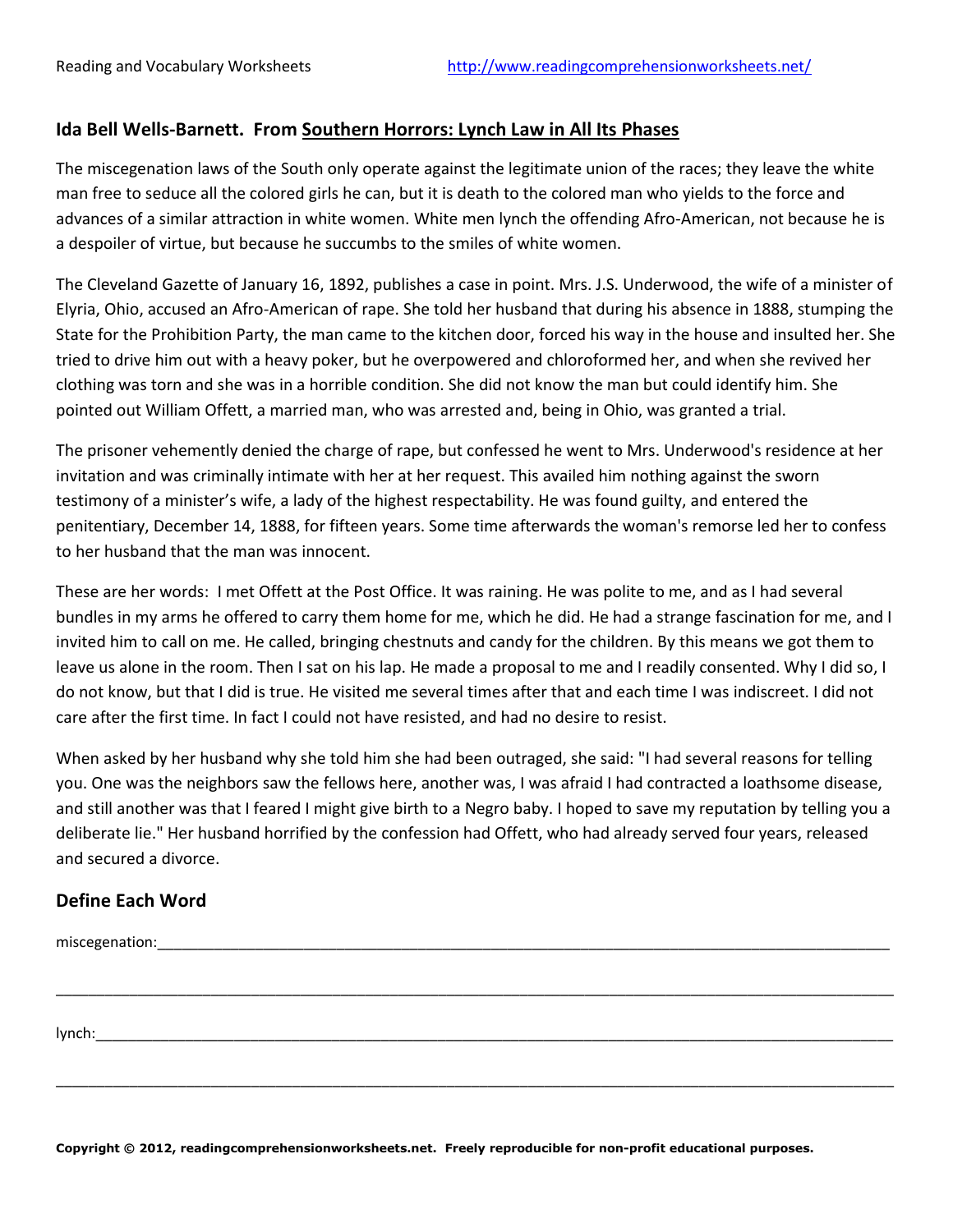## Ida Bell Wells-Barnett. From <u>Southern Horrors: Lynch Law in All Its Phases</u>

The miscegenation laws of the South only operate against the legitimate union of the races; they leave the white man free to seduce all the colored girls he can, but it is death to the colored man who yields to the force and advances of a similar attraction in white women. White men lynch the offending Afro-American, not because he is a despoiler of virtue, but because he succumbs to the smiles of white women.

The Cleveland Gazette of January 16, 1892, publishes a case in point. Mrs. J.S. Underwood, the wife of a minister of Elyria, Ohio, accused an Afro-American of rape. She told her husband that during his absence in 1888, stumping the State for the Prohibition Party, the man came to the kitchen door, forced his way in the house and insulted her. She tried to drive him out with a heavy poker, but he overpowered and chloroformed her, and when she revived her clothing was torn and she was in a horrible condition. She did not know the man but could identify him. She pointed out William Offett, a married man, who was arrested and, being in Ohio, was granted a trial.

The prisoner vehemently denied the charge of rape, but confessed he went to Mrs. Underwood's residence at her invitation and was criminally intimate with her at her request. This availed him nothing against the sworn testimony of a minister's wife, a lady of the highest respectability. He was found guilty, and entered the penitentiary, December 14, 1888, for fifteen years. Some time afterwards the woman's remorse led her to confess to her husband that the man was innocent.

These are her words: I met Offett at the Post Office. It was raining. He was polite to me, and as I had several bundles in my arms he offered to carry them home for me, which he did. He had a strange fascination for me, and I invited him to call on me. He called, bringing chestnuts and candy for the children. By this means we got them to leave us alone in the room. Then I sat on his lap. He made a proposal to me and I readily consented. Why I did so, I do not know, but that I did is true. He visited me several times after that and each time I was indiscreet. I did not care after the first time. In fact I could not have resisted, and had no desire to resist.

When asked by her husband why she told him she had been outraged, she said: "I had several reasons for telling you. One was the neighbors saw the fellows here, another was, I was afraid I had contracted a loathsome disease, and still another was that I feared I might give birth to a Negro baby. I hoped to save my reputation by telling you a deliberate lie." Her husband horrified by the confession had Offett, who had already served four years, released and secured a divorce.

## Define Each Word

miscegenation:\_\_\_\_\_\_\_\_\_\_\_\_\_\_\_\_\_\_\_\_\_\_\_\_\_\_\_\_\_\_\_\_\_\_\_\_\_\_\_\_\_\_\_\_\_\_\_\_\_\_

\_\_\_\_\_\_\_\_\_\_\_\_\_\_\_\_\_\_\_\_\_\_\_\_\_\_\_\_\_\_\_\_\_\_\_\_\_\_\_\_\_\_\_\_\_\_\_\_\_\_\_\_\_\_\_\_\_\_\_\_

lynch:\_\_\_\_\_\_\_\_\_\_\_\_\_\_\_\_\_\_\_\_\_\_\_\_\_\_\_\_\_\_\_\_\_\_\_\_\_\_\_\_\_\_\_\_\_\_\_\_\_\_\_\_\_\_\_\_

\_\_\_\_\_\_\_\_\_\_\_\_\_\_\_\_\_\_\_\_\_\_\_\_\_\_\_\_\_\_\_\_\_\_\_\_\_\_\_\_\_\_\_\_\_\_\_\_\_\_\_\_\_\_\_\_\_\_\_\_

**Copyright © 2012, readingcomprehensionworksheets.net. Freely reproducible for non-profit educational purposes.**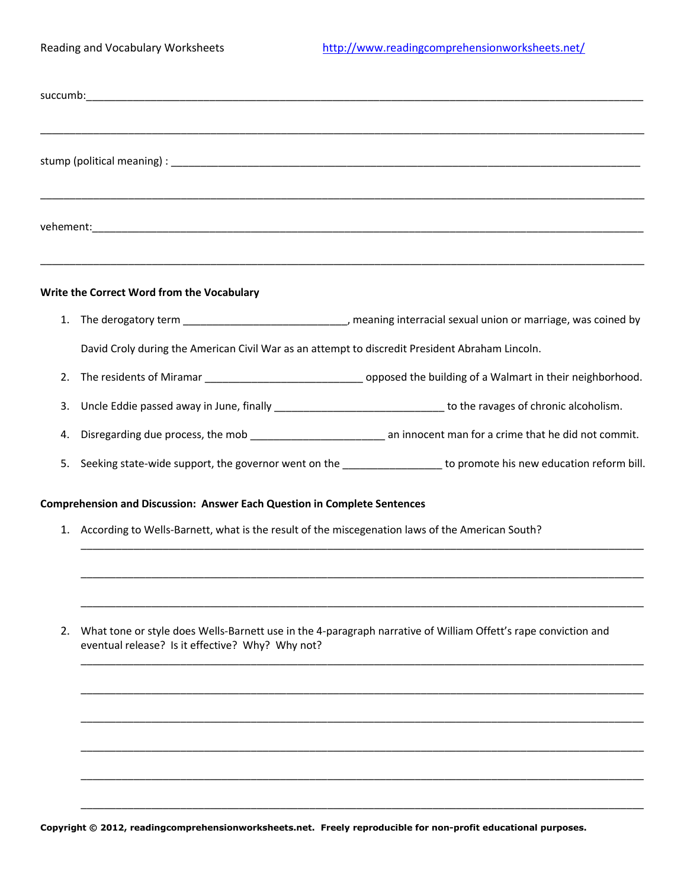succumb:\_\_\_\_\_\_\_\_\_\_\_\_\_\_\_\_\_\_\_\_\_\_\_\_\_\_\_\_\_\_\_\_\_\_\_\_\_\_\_\_\_\_\_\_\_\_\_\_\_\_\_\_\_\_\_\_\_\_\_\_\_\_\_\_\_\_\_\_\_\_\_\_\_\_\_\_\_\_\_\_\_\_\_\_

\_\_\_\_\_\_\_\_\_\_\_\_\_\_\_\_\_\_\_\_\_\_\_\_\_\_\_\_\_\_\_\_\_\_\_\_\_\_\_\_\_\_\_\_\_\_\_\_\_\_\_\_\_\_\_\_\_\_\_\_\_\_\_\_\_\_\_\_\_\_\_\_\_\_\_\_\_\_\_\_\_\_\_\_\_\_\_\_\_\_

stump (political meaning) : \_\_\_\_\_\_\_\_\_\_\_\_\_\_\_\_\_\_\_\_\_\_\_\_\_\_\_\_\_\_\_\_\_\_\_\_\_\_\_\_\_\_\_\_\_\_\_\_\_\_\_\_\_\_\_\_\_\_\_\_\_\_\_\_\_\_\_\_\_\_\_\_

\_\_\_\_\_\_\_\_\_\_\_\_\_\_\_\_\_\_\_\_\_\_\_\_\_\_\_\_\_\_\_\_\_\_\_\_\_\_\_\_\_\_\_\_\_\_\_\_\_\_\_\_\_\_\_\_\_\_\_\_\_\_\_\_\_\_\_\_\_\_\_\_\_\_\_\_\_\_\_\_\_\_\_\_\_\_\_\_\_\_

vehement:\_\_\_\_\_\_\_\_\_\_\_\_\_\_\_\_\_\_\_\_\_\_\_\_\_\_\_\_\_\_\_\_\_\_\_\_\_\_\_\_\_\_\_\_\_\_\_\_\_\_\_\_\_\_\_\_\_\_\_\_\_\_\_\_\_\_\_\_\_\_\_\_\_\_\_\_\_\_\_\_\_\_\_\_

\_\_\_\_\_\_\_\_\_\_\_\_\_\_\_\_\_\_\_\_\_\_\_\_\_\_\_\_\_\_\_\_\_\_\_\_\_\_\_\_\_\_\_\_\_\_\_\_\_\_\_\_\_\_\_\_\_\_\_\_\_\_\_\_\_\_\_\_\_\_\_\_\_\_\_\_\_\_\_\_\_\_\_\_\_\_\_\_\_\_

**Write the Correct Word from the Vocabulary**

1. The derogatory term \_\_\_\_\_\_\_\_\_\_\_\_\_\_\_\_\_\_\_\_\_\_\_\_\_\_\_, meaning interracial sexual union or marriage, was coined by David Croly during the American Civil War as an attempt to discredit President Abraham Lincoln.
2. The residents of Miramar \_\_\_\_\_\_\_\_\_\_\_\_\_\_\_\_\_\_\_\_\_\_\_\_\_\_\_ opposed the building of a Walmart in their neighborhood.
3. Uncle Eddie passed away in June, finally \_\_\_\_\_\_\_\_\_\_\_\_\_\_\_\_\_\_\_\_\_\_\_\_\_\_\_\_ to the ravages of chronic alcoholism.
4. Disregarding due process, the mob \_\_\_\_\_\_\_\_\_\_\_\_\_\_\_\_\_\_\_\_\_\_ an innocent man for a crime that he did not commit.
5. Seeking state-wide support, the governor went on the \_\_\_\_\_\_\_\_\_\_\_\_\_\_\_\_ to promote his new education reform bill.

**Comprehension and Discussion: Answer Each Question in Complete Sentences**

1. According to Wells-Barnett, what is the result of the miscegenation laws of the American South?

   \_\_\_\_\_\_\_\_\_\_\_\_\_\_\_\_\_\_\_\_\_\_\_\_\_\_\_\_\_\_\_\_\_\_\_\_\_\_\_\_\_\_\_\_\_\_\_\_\_\_\_\_\_\_\_\_\_\_\_\_\_\_\_\_\_\_\_\_\_\_\_\_\_\_\_\_\_\_\_\_\_\_\_\_

   \_\_\_\_\_\_\_\_\_\_\_\_\_\_\_\_\_\_\_\_\_\_\_\_\_\_\_\_\_\_\_\_\_\_\_\_\_\_\_\_\_\_\_\_\_\_\_\_\_\_\_\_\_\_\_\_\_\_\_\_\_\_\_\_\_\_\_\_\_\_\_\_\_\_\_\_\_\_\_\_\_\_\_\_

   \_\_\_\_\_\_\_\_\_\_\_\_\_\_\_\_\_\_\_\_\_\_\_\_\_\_\_\_\_\_\_\_\_\_\_\_\_\_\_\_\_\_\_\_\_\_\_\_\_\_\_\_\_\_\_\_\_\_\_\_\_\_\_\_\_\_\_\_\_\_\_\_\_\_\_\_\_\_\_\_\_\_\_\_

2. What tone or style does Wells-Barnett use in the 4-paragraph narrative of William Offett's rape conviction and eventual release? Is it effective? Why? Why not?

   \_\_\_\_\_\_\_\_\_\_\_\_\_\_\_\_\_\_\_\_\_\_\_\_\_\_\_\_\_\_\_\_\_\_\_\_\_\_\_\_\_\_\_\_\_\_\_\_\_\_\_\_\_\_\_\_\_\_\_\_\_\_\_\_\_\_\_\_\_\_\_\_\_\_\_\_\_\_\_\_\_\_\_\_

   \_\_\_\_\_\_\_\_\_\_\_\_\_\_\_\_\_\_\_\_\_\_\_\_\_\_\_\_\_\_\_\_\_\_\_\_\_\_\_\_\_\_\_\_\_\_\_\_\_\_\_\_\_\_\_\_\_\_\_\_\_\_\_\_\_\_\_\_\_\_\_\_\_\_\_\_\_\_\_\_\_\_\_\_

   \_\_\_\_\_\_\_\_\_\_\_\_\_\_\_\_\_\_\_\_\_\_\_\_\_\_\_\_\_\_\_\_\_\_\_\_\_\_\_\_\_\_\_\_\_\_\_\_\_\_\_\_\_\_\_\_\_\_\_\_\_\_\_\_\_\_\_\_\_\_\_\_\_\_\_\_\_\_\_\_\_\_\_\_

   \_\_\_\_\_\_\_\_\_\_\_\_\_\_\_\_\_\_\_\_\_\_\_\_\_\_\_\_\_\_\_\_\_\_\_\_\_\_\_\_\_\_\_\_\_\_\_\_\_\_\_\_\_\_\_\_\_\_\_\_\_\_\_\_\_\_\_\_\_\_\_\_\_\_\_\_\_\_\_\_\_\_\_\_

   \_\_\_\_\_\_\_\_\_\_\_\_\_\_\_\_\_\_\_\_\_\_\_\_\_\_\_\_\_\_\_\_\_\_\_\_\_\_\_\_\_\_\_\_\_\_\_\_\_\_\_\_\_\_\_\_\_\_\_\_\_\_\_\_\_\_\_\_\_\_\_\_\_\_\_\_\_\_\_\_\_\_\_\_

   \_\_\_\_\_\_\_\_\_\_\_\_\_\_\_\_\_\_\_\_\_\_\_\_\_\_\_\_\_\_\_\_\_\_\_\_\_\_\_\_\_\_\_\_\_\_\_\_\_\_\_\_\_\_\_\_\_\_\_\_\_\_\_\_\_\_\_\_\_\_\_\_\_\_\_\_\_\_\_\_\_\_\_\_